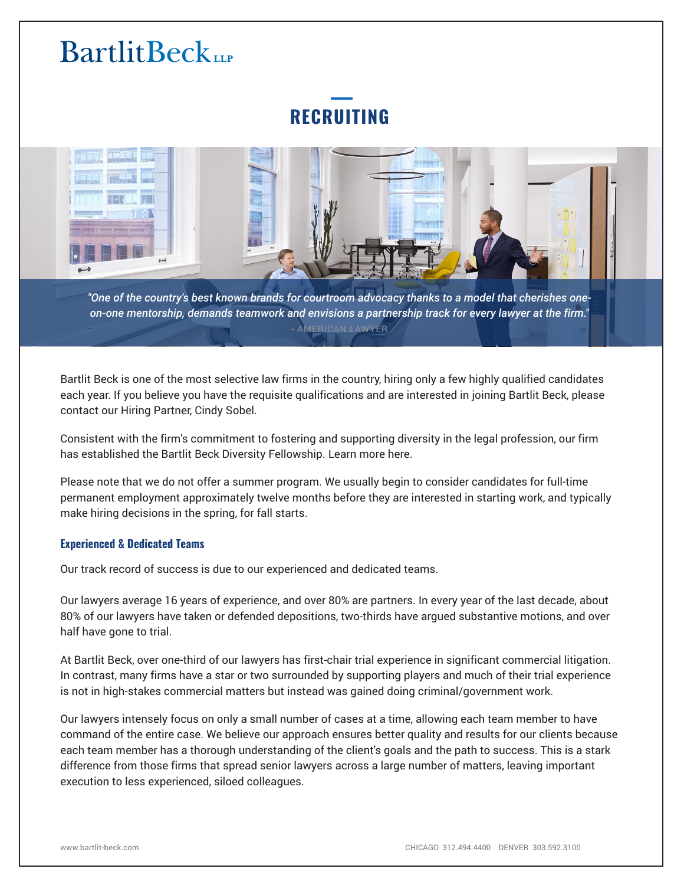# BartlitBeck LLP

## RECRUITING

*"One of the country's best known brands for courtroom advocacy thanks to a model that cherishes one-on-one mentorship, demands teamwork and envisions a partnership track for every lawyer at the firm."*

- AMERICAN LAWYER

Bartlit Beck is one of the most selective law firms in the country, hiring only a few highly qualified candidates each year. If you believe you have the requisite qualifications and are interested in joining Bartlit Beck, please contact our Hiring Partner, Cindy Sobel.

Consistent with the firm's commitment to fostering and supporting diversity in the legal profession, our firm has established the Bartlit Beck Diversity Fellowship. Learn more here.

Please note that we do not offer a summer program. We usually begin to consider candidates for full-time permanent employment approximately twelve months before they are interested in starting work, and typically make hiring decisions in the spring, for fall starts.

### Experienced & Dedicated Teams

Our track record of success is due to our experienced and dedicated teams.

Our lawyers average 16 years of experience, and over 80% are partners. In every year of the last decade, about 80% of our lawyers have taken or defended depositions, two-thirds have argued substantive motions, and over half have gone to trial.

At Bartlit Beck, over one-third of our lawyers has first-chair trial experience in significant commercial litigation. In contrast, many firms have a star or two surrounded by supporting players and much of their trial experience is not in high-stakes commercial matters but instead was gained doing criminal/government work.

Our lawyers intensely focus on only a small number of cases at a time, allowing each team member to have command of the entire case. We believe our approach ensures better quality and results for our clients because each team member has a thorough understanding of the client's goals and the path to success. This is a stark difference from those firms that spread senior lawyers across a large number of matters, leaving important execution to less experienced, siloed colleagues.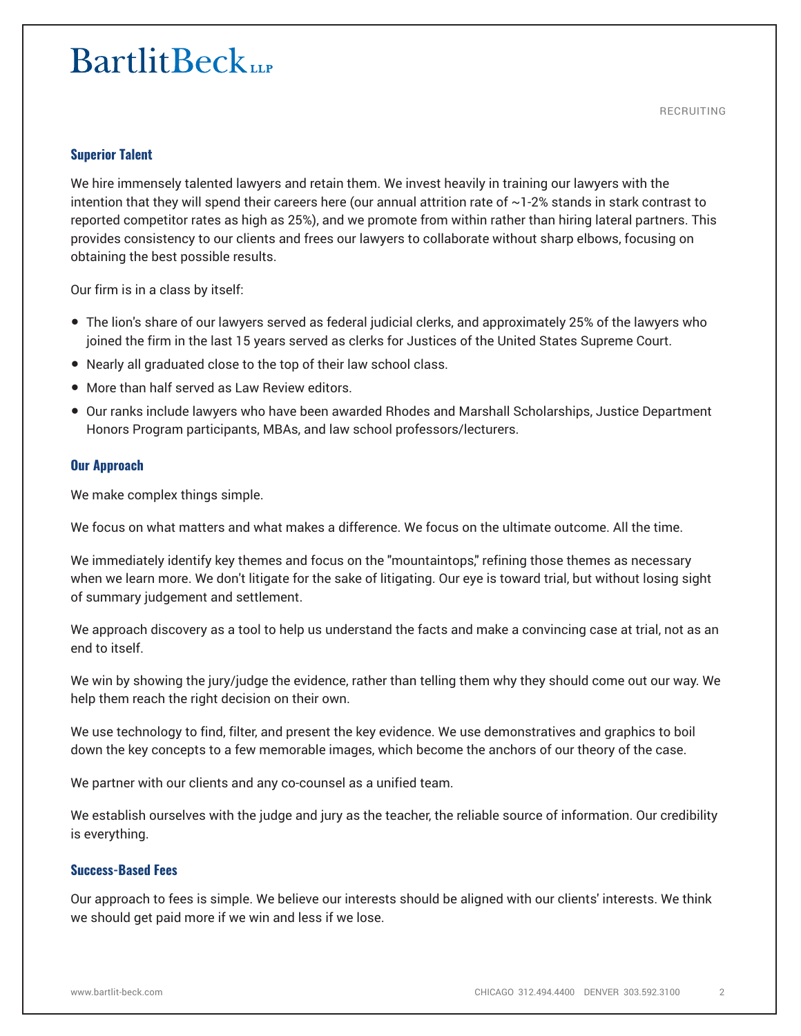## Superior Talent

We hire immensely talented lawyers and retain them. We invest heavily in training our lawyers with the intention that they will spend their careers here (our annual attrition rate of ~1-2% stands in stark contrast to reported competitor rates as high as 25%), and we promote from within rather than hiring lateral partners. This provides consistency to our clients and frees our lawyers to collaborate without sharp elbows, focusing on obtaining the best possible results.

Our firm is in a class by itself:

- The lion's share of our lawyers served as federal judicial clerks, and approximately 25% of the lawyers who joined the firm in the last 15 years served as clerks for Justices of the United States Supreme Court.
- Nearly all graduated close to the top of their law school class.
- More than half served as Law Review editors.
- Our ranks include lawyers who have been awarded Rhodes and Marshall Scholarships, Justice Department Honors Program participants, MBAs, and law school professors/lecturers.

## Our Approach

We make complex things simple.

We focus on what matters and what makes a difference. We focus on the ultimate outcome. All the time.

We immediately identify key themes and focus on the "mountaintops," refining those themes as necessary when we learn more. We don't litigate for the sake of litigating. Our eye is toward trial, but without losing sight of summary judgement and settlement.

We approach discovery as a tool to help us understand the facts and make a convincing case at trial, not as an end to itself.

We win by showing the jury/judge the evidence, rather than telling them why they should come out our way. We help them reach the right decision on their own.

We use technology to find, filter, and present the key evidence. We use demonstratives and graphics to boil down the key concepts to a few memorable images, which become the anchors of our theory of the case.

We partner with our clients and any co-counsel as a unified team.

We establish ourselves with the judge and jury as the teacher, the reliable source of information. Our credibility is everything.

## Success-Based Fees

Our approach to fees is simple. We believe our interests should be aligned with our clients' interests. We think we should get paid more if we win and less if we lose.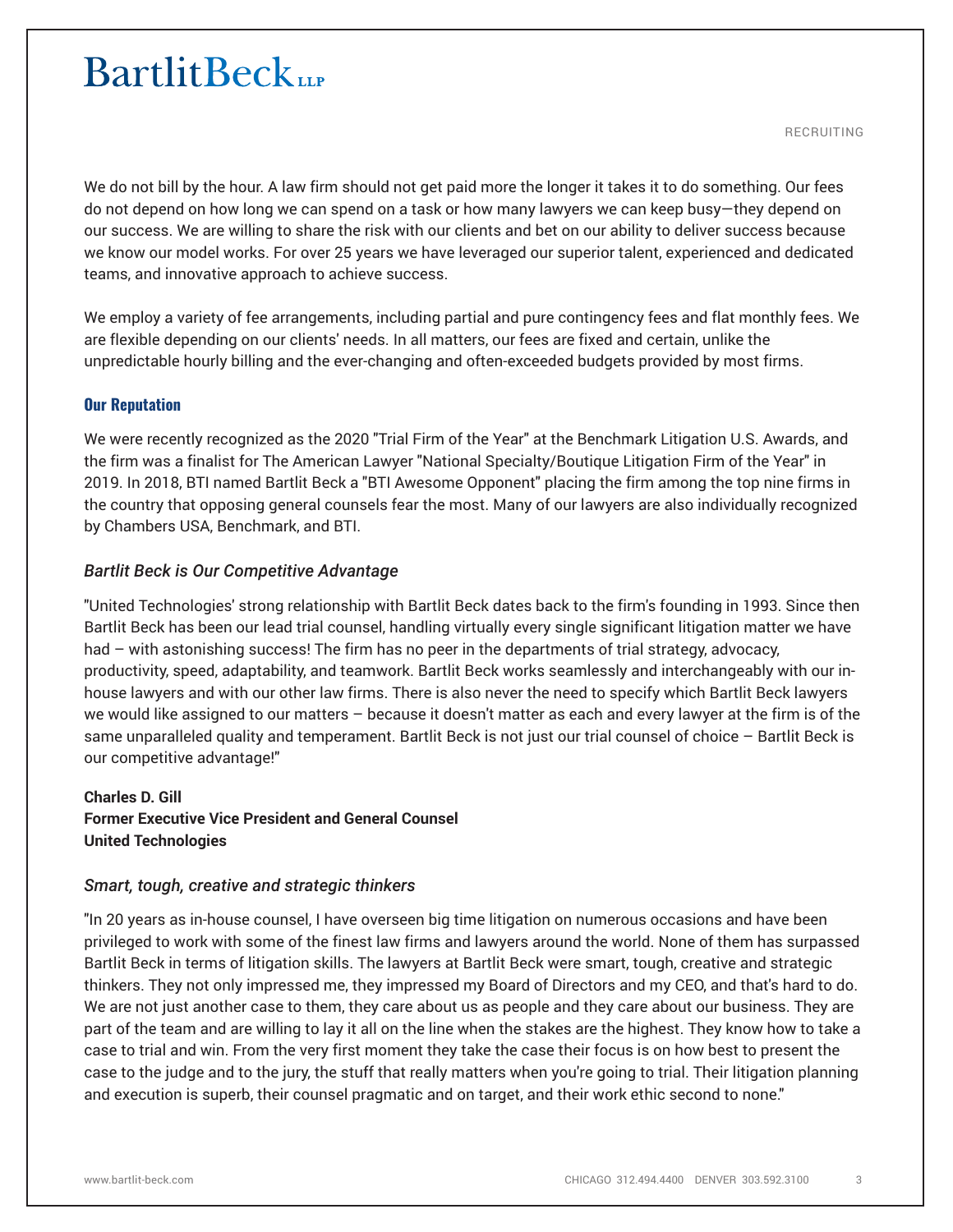We do not bill by the hour. A law firm should not get paid more the longer it takes it to do something. Our fees do not depend on how long we can spend on a task or how many lawyers we can keep busy—they depend on our success. We are willing to share the risk with our clients and bet on our ability to deliver success because we know our model works. For over 25 years we have leveraged our superior talent, experienced and dedicated teams, and innovative approach to achieve success.

We employ a variety of fee arrangements, including partial and pure contingency fees and flat monthly fees. We are flexible depending on our clients' needs. In all matters, our fees are fixed and certain, unlike the unpredictable hourly billing and the ever-changing and often-exceeded budgets provided by most firms.

### Our Reputation

We were recently recognized as the 2020 "Trial Firm of the Year" at the Benchmark Litigation U.S. Awards, and the firm was a finalist for The American Lawyer "National Specialty/Boutique Litigation Firm of the Year" in 2019. In 2018, BTI named Bartlit Beck a "BTI Awesome Opponent" placing the firm among the top nine firms in the country that opposing general counsels fear the most. Many of our lawyers are also individually recognized by Chambers USA, Benchmark, and BTI.

*Bartlit Beck is Our Competitive Advantage*

"United Technologies' strong relationship with Bartlit Beck dates back to the firm's founding in 1993. Since then Bartlit Beck has been our lead trial counsel, handling virtually every single significant litigation matter we have had – with astonishing success! The firm has no peer in the departments of trial strategy, advocacy, productivity, speed, adaptability, and teamwork. Bartlit Beck works seamlessly and interchangeably with our in-house lawyers and with our other law firms. There is also never the need to specify which Bartlit Beck lawyers we would like assigned to our matters – because it doesn't matter as each and every lawyer at the firm is of the same unparalleled quality and temperament. Bartlit Beck is not just our trial counsel of choice – Bartlit Beck is our competitive advantage!"

**Charles D. Gill**
**Former Executive Vice President and General Counsel**
**United Technologies**

*Smart, tough, creative and strategic thinkers*

"In 20 years as in-house counsel, I have overseen big time litigation on numerous occasions and have been privileged to work with some of the finest law firms and lawyers around the world. None of them has surpassed Bartlit Beck in terms of litigation skills. The lawyers at Bartlit Beck were smart, tough, creative and strategic thinkers. They not only impressed me, they impressed my Board of Directors and my CEO, and that's hard to do. We are not just another case to them, they care about us as people and they care about our business. They are part of the team and are willing to lay it all on the line when the stakes are the highest. They know how to take a case to trial and win. From the very first moment they take the case their focus is on how best to present the case to the judge and to the jury, the stuff that really matters when you're going to trial. Their litigation planning and execution is superb, their counsel pragmatic and on target, and their work ethic second to none."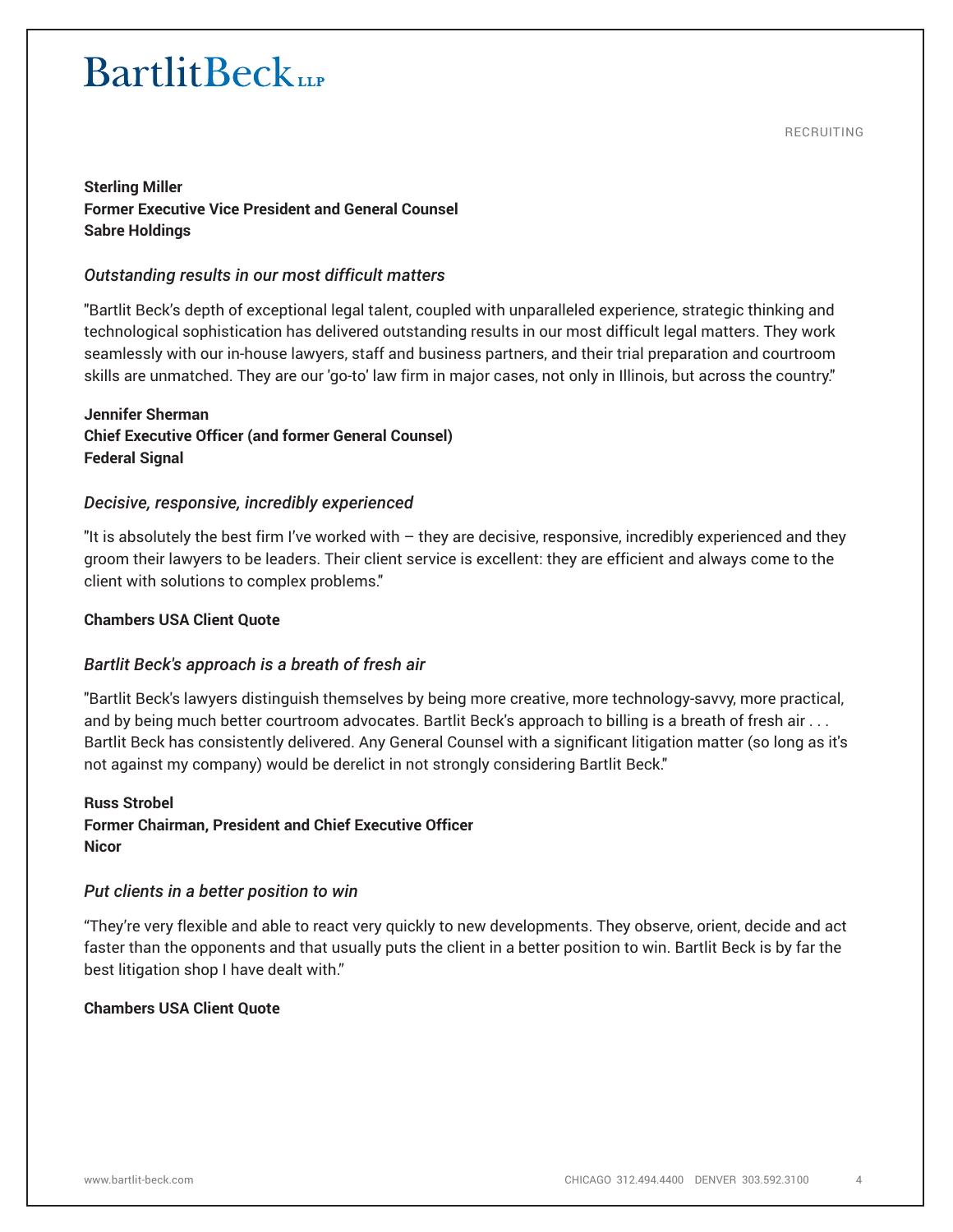**Sterling Miller**
**Former Executive Vice President and General Counsel**
**Sabre Holdings**

*Outstanding results in our most difficult matters*

"Bartlit Beck's depth of exceptional legal talent, coupled with unparalleled experience, strategic thinking and technological sophistication has delivered outstanding results in our most difficult legal matters. They work seamlessly with our in-house lawyers, staff and business partners, and their trial preparation and courtroom skills are unmatched. They are our 'go-to' law firm in major cases, not only in Illinois, but across the country."

**Jennifer Sherman**
**Chief Executive Officer (and former General Counsel)**
**Federal Signal**

*Decisive, responsive, incredibly experienced*

"It is absolutely the best firm I've worked with – they are decisive, responsive, incredibly experienced and they groom their lawyers to be leaders. Their client service is excellent: they are efficient and always come to the client with solutions to complex problems."

**Chambers USA Client Quote**

*Bartlit Beck's approach is a breath of fresh air*

"Bartlit Beck's lawyers distinguish themselves by being more creative, more technology-savvy, more practical, and by being much better courtroom advocates. Bartlit Beck's approach to billing is a breath of fresh air . . . Bartlit Beck has consistently delivered. Any General Counsel with a significant litigation matter (so long as it's not against my company) would be derelict in not strongly considering Bartlit Beck."

**Russ Strobel**
**Former Chairman, President and Chief Executive Officer**
**Nicor**

*Put clients in a better position to win*

"They're very flexible and able to react very quickly to new developments. They observe, orient, decide and act faster than the opponents and that usually puts the client in a better position to win. Bartlit Beck is by far the best litigation shop I have dealt with."

**Chambers USA Client Quote**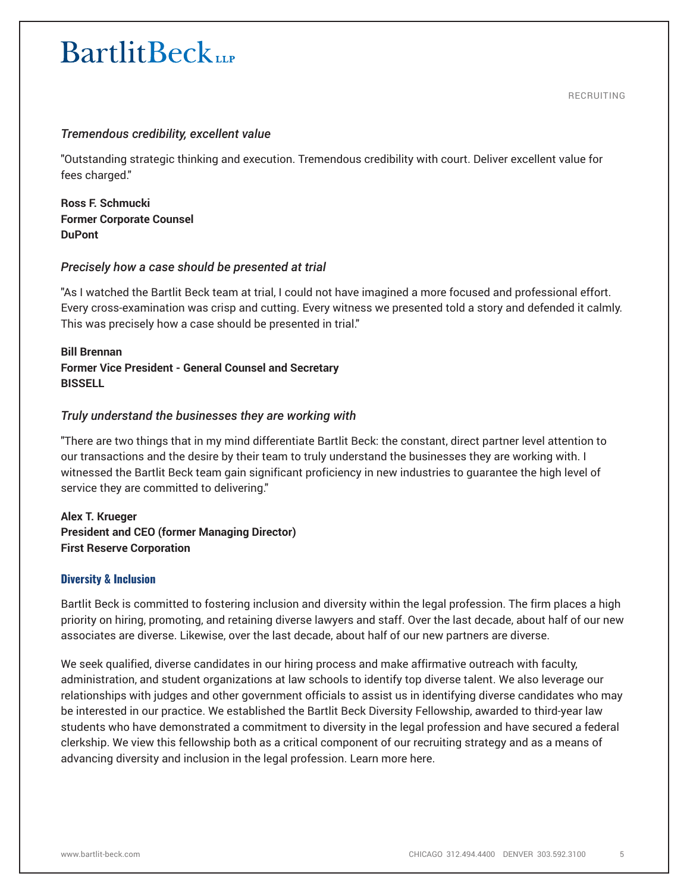*Tremendous credibility, excellent value*

"Outstanding strategic thinking and execution. Tremendous credibility with court. Deliver excellent value for fees charged."

**Ross F. Schmucki**
**Former Corporate Counsel**
**DuPont**

*Precisely how a case should be presented at trial*

"As I watched the Bartlit Beck team at trial, I could not have imagined a more focused and professional effort. Every cross-examination was crisp and cutting. Every witness we presented told a story and defended it calmly. This was precisely how a case should be presented in trial."

**Bill Brennan**
**Former Vice President - General Counsel and Secretary**
**BISSELL**

*Truly understand the businesses they are working with*

"There are two things that in my mind differentiate Bartlit Beck: the constant, direct partner level attention to our transactions and the desire by their team to truly understand the businesses they are working with. I witnessed the Bartlit Beck team gain significant proficiency in new industries to guarantee the high level of service they are committed to delivering."

**Alex T. Krueger**
**President and CEO (former Managing Director)**
**First Reserve Corporation**

## Diversity & Inclusion

Bartlit Beck is committed to fostering inclusion and diversity within the legal profession. The firm places a high priority on hiring, promoting, and retaining diverse lawyers and staff. Over the last decade, about half of our new associates are diverse. Likewise, over the last decade, about half of our new partners are diverse.

We seek qualified, diverse candidates in our hiring process and make affirmative outreach with faculty, administration, and student organizations at law schools to identify top diverse talent. We also leverage our relationships with judges and other government officials to assist us in identifying diverse candidates who may be interested in our practice. We established the Bartlit Beck Diversity Fellowship, awarded to third-year law students who have demonstrated a commitment to diversity in the legal profession and have secured a federal clerkship. We view this fellowship both as a critical component of our recruiting strategy and as a means of advancing diversity and inclusion in the legal profession. Learn more here.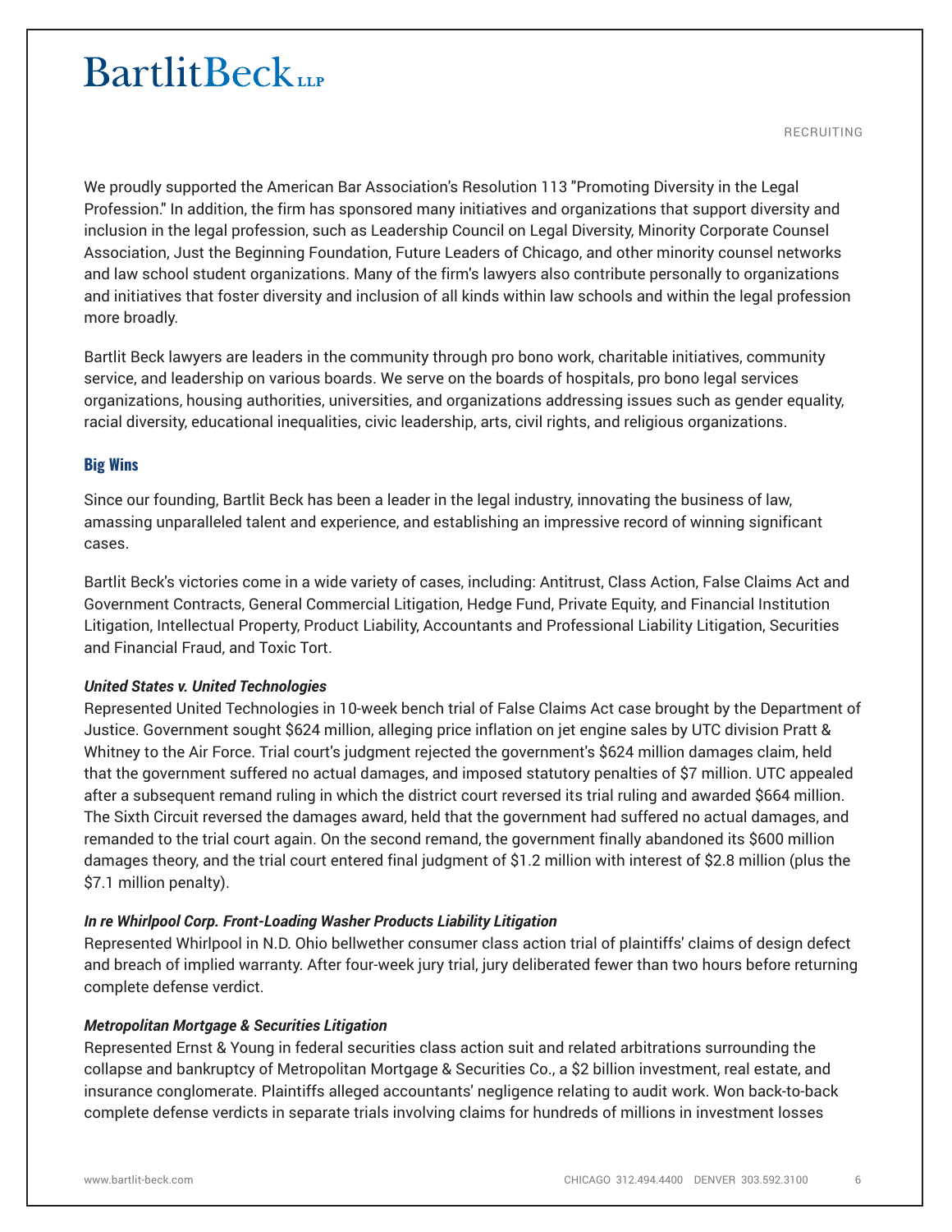We proudly supported the American Bar Association's Resolution 113 "Promoting Diversity in the Legal Profession." In addition, the firm has sponsored many initiatives and organizations that support diversity and inclusion in the legal profession, such as Leadership Council on Legal Diversity, Minority Corporate Counsel Association, Just the Beginning Foundation, Future Leaders of Chicago, and other minority counsel networks and law school student organizations. Many of the firm's lawyers also contribute personally to organizations and initiatives that foster diversity and inclusion of all kinds within law schools and within the legal profession more broadly.

Bartlit Beck lawyers are leaders in the community through pro bono work, charitable initiatives, community service, and leadership on various boards. We serve on the boards of hospitals, pro bono legal services organizations, housing authorities, universities, and organizations addressing issues such as gender equality, racial diversity, educational inequalities, civic leadership, arts, civil rights, and religious organizations.

## Big Wins

Since our founding, Bartlit Beck has been a leader in the legal industry, innovating the business of law, amassing unparalleled talent and experience, and establishing an impressive record of winning significant cases.

Bartlit Beck's victories come in a wide variety of cases, including: Antitrust, Class Action, False Claims Act and Government Contracts, General Commercial Litigation, Hedge Fund, Private Equity, and Financial Institution Litigation, Intellectual Property, Product Liability, Accountants and Professional Liability Litigation, Securities and Financial Fraud, and Toxic Tort.

***United States v. United Technologies***
Represented United Technologies in 10-week bench trial of False Claims Act case brought by the Department of Justice. Government sought $624 million, alleging price inflation on jet engine sales by UTC division Pratt & Whitney to the Air Force. Trial court's judgment rejected the government's $624 million damages claim, held that the government suffered no actual damages, and imposed statutory penalties of $7 million. UTC appealed after a subsequent remand ruling in which the district court reversed its trial ruling and awarded $664 million. The Sixth Circuit reversed the damages award, held that the government had suffered no actual damages, and remanded to the trial court again. On the second remand, the government finally abandoned its $600 million damages theory, and the trial court entered final judgment of $1.2 million with interest of $2.8 million (plus the $7.1 million penalty).

***In re Whirlpool Corp. Front-Loading Washer Products Liability Litigation***
Represented Whirlpool in N.D. Ohio bellwether consumer class action trial of plaintiffs' claims of design defect and breach of implied warranty. After four-week jury trial, jury deliberated fewer than two hours before returning complete defense verdict.

***Metropolitan Mortgage & Securities Litigation***
Represented Ernst & Young in federal securities class action suit and related arbitrations surrounding the collapse and bankruptcy of Metropolitan Mortgage & Securities Co., a $2 billion investment, real estate, and insurance conglomerate. Plaintiffs alleged accountants' negligence relating to audit work. Won back-to-back complete defense verdicts in separate trials involving claims for hundreds of millions in investment losses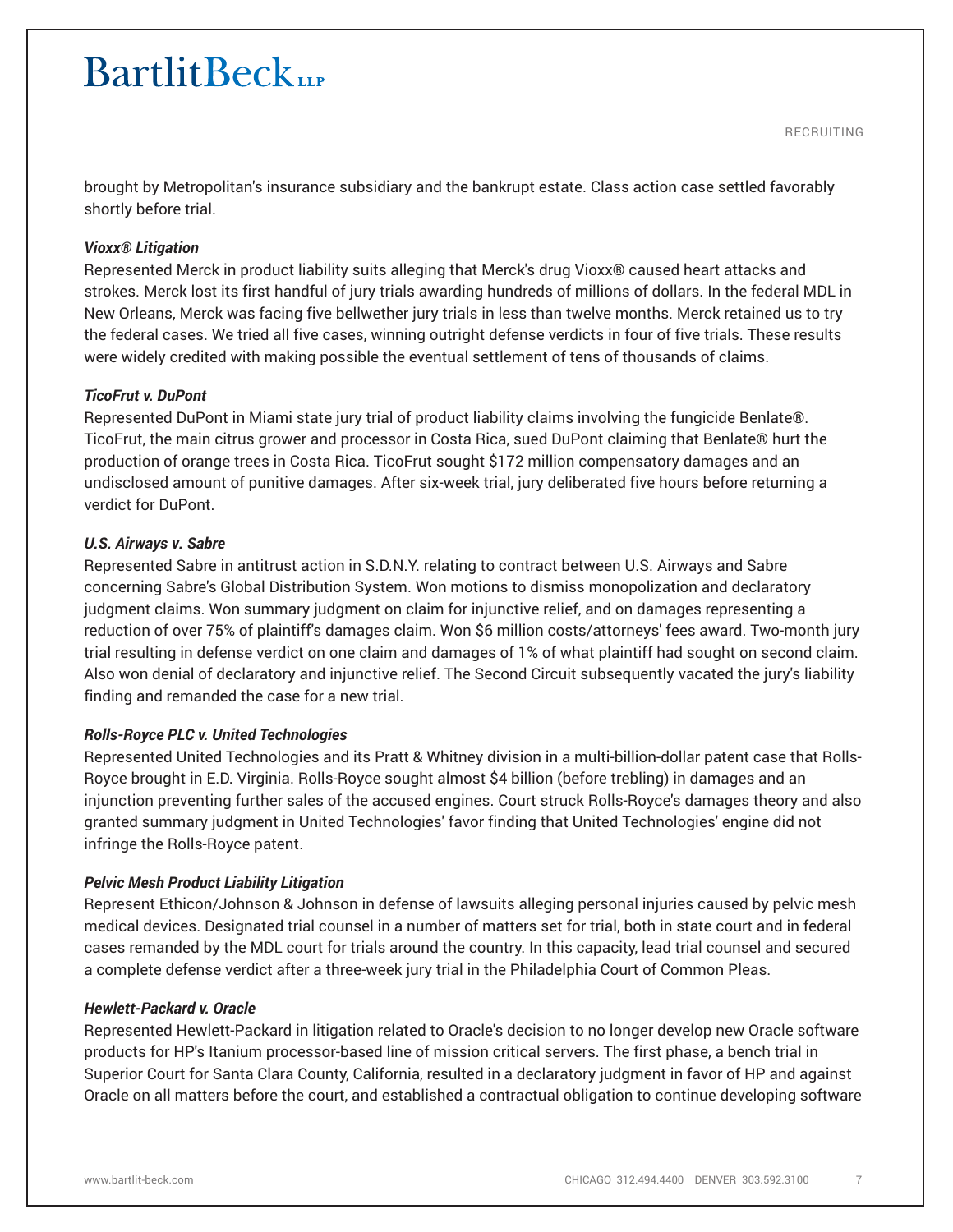brought by Metropolitan's insurance subsidiary and the bankrupt estate. Class action case settled favorably shortly before trial.

***Vioxx® Litigation***
Represented Merck in product liability suits alleging that Merck's drug Vioxx® caused heart attacks and strokes. Merck lost its first handful of jury trials awarding hundreds of millions of dollars. In the federal MDL in New Orleans, Merck was facing five bellwether jury trials in less than twelve months. Merck retained us to try the federal cases. We tried all five cases, winning outright defense verdicts in four of five trials. These results were widely credited with making possible the eventual settlement of tens of thousands of claims.

***TicoFrut v. DuPont***
Represented DuPont in Miami state jury trial of product liability claims involving the fungicide Benlate®. TicoFrut, the main citrus grower and processor in Costa Rica, sued DuPont claiming that Benlate® hurt the production of orange trees in Costa Rica. TicoFrut sought $172 million compensatory damages and an undisclosed amount of punitive damages. After six-week trial, jury deliberated five hours before returning a verdict for DuPont.

***U.S. Airways v. Sabre***
Represented Sabre in antitrust action in S.D.N.Y. relating to contract between U.S. Airways and Sabre concerning Sabre's Global Distribution System. Won motions to dismiss monopolization and declaratory judgment claims. Won summary judgment on claim for injunctive relief, and on damages representing a reduction of over 75% of plaintiff's damages claim. Won $6 million costs/attorneys' fees award. Two-month jury trial resulting in defense verdict on one claim and damages of 1% of what plaintiff had sought on second claim. Also won denial of declaratory and injunctive relief. The Second Circuit subsequently vacated the jury's liability finding and remanded the case for a new trial.

***Rolls-Royce PLC v. United Technologies***
Represented United Technologies and its Pratt & Whitney division in a multi-billion-dollar patent case that Rolls-Royce brought in E.D. Virginia. Rolls-Royce sought almost $4 billion (before trebling) in damages and an injunction preventing further sales of the accused engines. Court struck Rolls-Royce's damages theory and also granted summary judgment in United Technologies' favor finding that United Technologies' engine did not infringe the Rolls-Royce patent.

***Pelvic Mesh Product Liability Litigation***
Represent Ethicon/Johnson & Johnson in defense of lawsuits alleging personal injuries caused by pelvic mesh medical devices. Designated trial counsel in a number of matters set for trial, both in state court and in federal cases remanded by the MDL court for trials around the country. In this capacity, lead trial counsel and secured a complete defense verdict after a three-week jury trial in the Philadelphia Court of Common Pleas.

***Hewlett-Packard v. Oracle***
Represented Hewlett-Packard in litigation related to Oracle's decision to no longer develop new Oracle software products for HP's Itanium processor-based line of mission critical servers. The first phase, a bench trial in Superior Court for Santa Clara County, California, resulted in a declaratory judgment in favor of HP and against Oracle on all matters before the court, and established a contractual obligation to continue developing software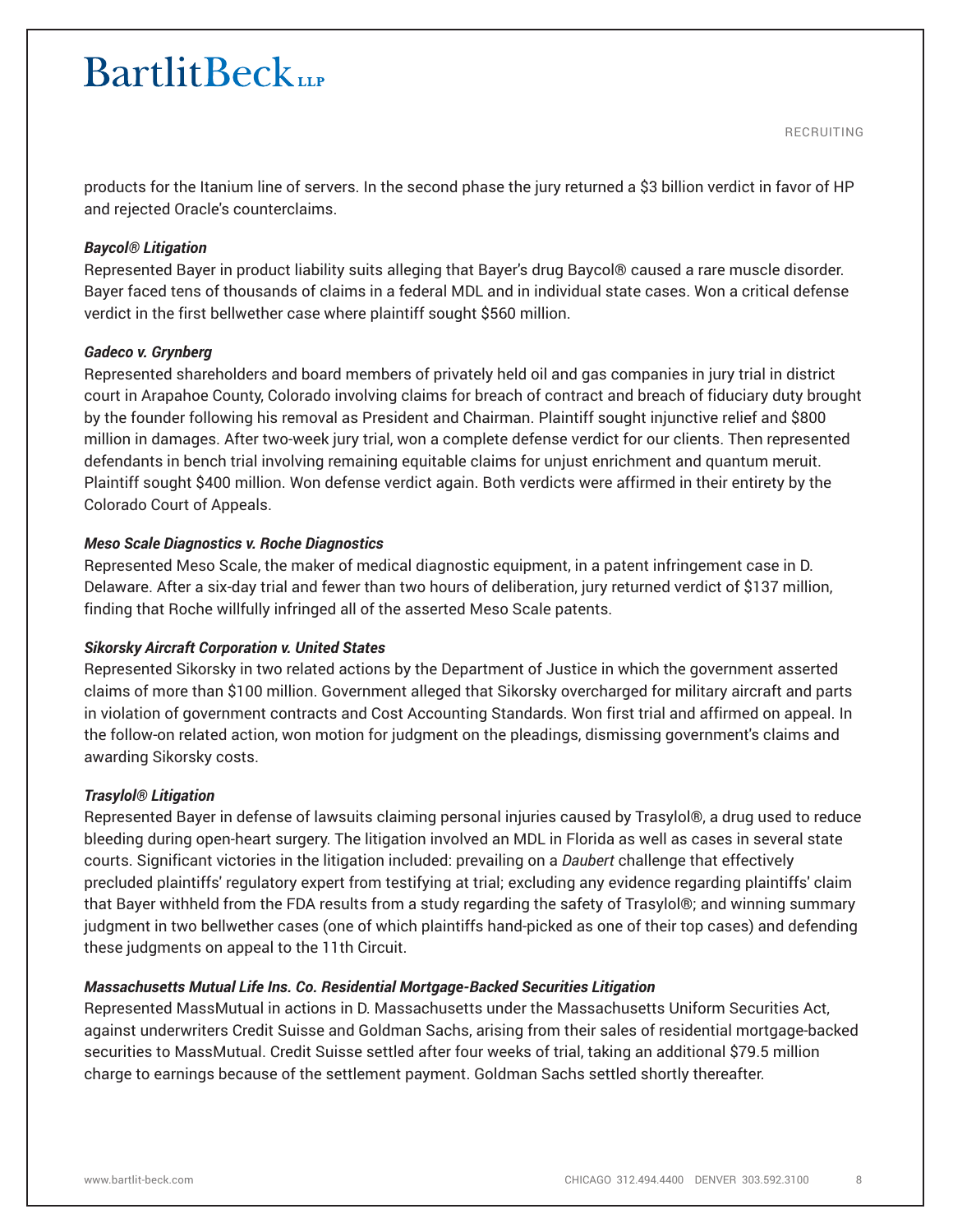products for the Itanium line of servers. In the second phase the jury returned a $3 billion verdict in favor of HP and rejected Oracle's counterclaims.

***Baycol® Litigation***

Represented Bayer in product liability suits alleging that Bayer's drug Baycol® caused a rare muscle disorder. Bayer faced tens of thousands of claims in a federal MDL and in individual state cases. Won a critical defense verdict in the first bellwether case where plaintiff sought $560 million.

***Gadeco v. Grynberg***

Represented shareholders and board members of privately held oil and gas companies in jury trial in district court in Arapahoe County, Colorado involving claims for breach of contract and breach of fiduciary duty brought by the founder following his removal as President and Chairman. Plaintiff sought injunctive relief and $800 million in damages. After two-week jury trial, won a complete defense verdict for our clients. Then represented defendants in bench trial involving remaining equitable claims for unjust enrichment and quantum meruit. Plaintiff sought $400 million. Won defense verdict again. Both verdicts were affirmed in their entirety by the Colorado Court of Appeals.

***Meso Scale Diagnostics v. Roche Diagnostics***

Represented Meso Scale, the maker of medical diagnostic equipment, in a patent infringement case in D. Delaware. After a six-day trial and fewer than two hours of deliberation, jury returned verdict of $137 million, finding that Roche willfully infringed all of the asserted Meso Scale patents.

***Sikorsky Aircraft Corporation v. United States***

Represented Sikorsky in two related actions by the Department of Justice in which the government asserted claims of more than $100 million. Government alleged that Sikorsky overcharged for military aircraft and parts in violation of government contracts and Cost Accounting Standards. Won first trial and affirmed on appeal. In the follow-on related action, won motion for judgment on the pleadings, dismissing government's claims and awarding Sikorsky costs.

***Trasylol® Litigation***

Represented Bayer in defense of lawsuits claiming personal injuries caused by Trasylol®, a drug used to reduce bleeding during open-heart surgery. The litigation involved an MDL in Florida as well as cases in several state courts. Significant victories in the litigation included: prevailing on a *Daubert* challenge that effectively precluded plaintiffs' regulatory expert from testifying at trial; excluding any evidence regarding plaintiffs' claim that Bayer withheld from the FDA results from a study regarding the safety of Trasylol®; and winning summary judgment in two bellwether cases (one of which plaintiffs hand-picked as one of their top cases) and defending these judgments on appeal to the 11th Circuit.

***Massachusetts Mutual Life Ins. Co. Residential Mortgage-Backed Securities Litigation***

Represented MassMutual in actions in D. Massachusetts under the Massachusetts Uniform Securities Act, against underwriters Credit Suisse and Goldman Sachs, arising from their sales of residential mortgage-backed securities to MassMutual. Credit Suisse settled after four weeks of trial, taking an additional $79.5 million charge to earnings because of the settlement payment. Goldman Sachs settled shortly thereafter.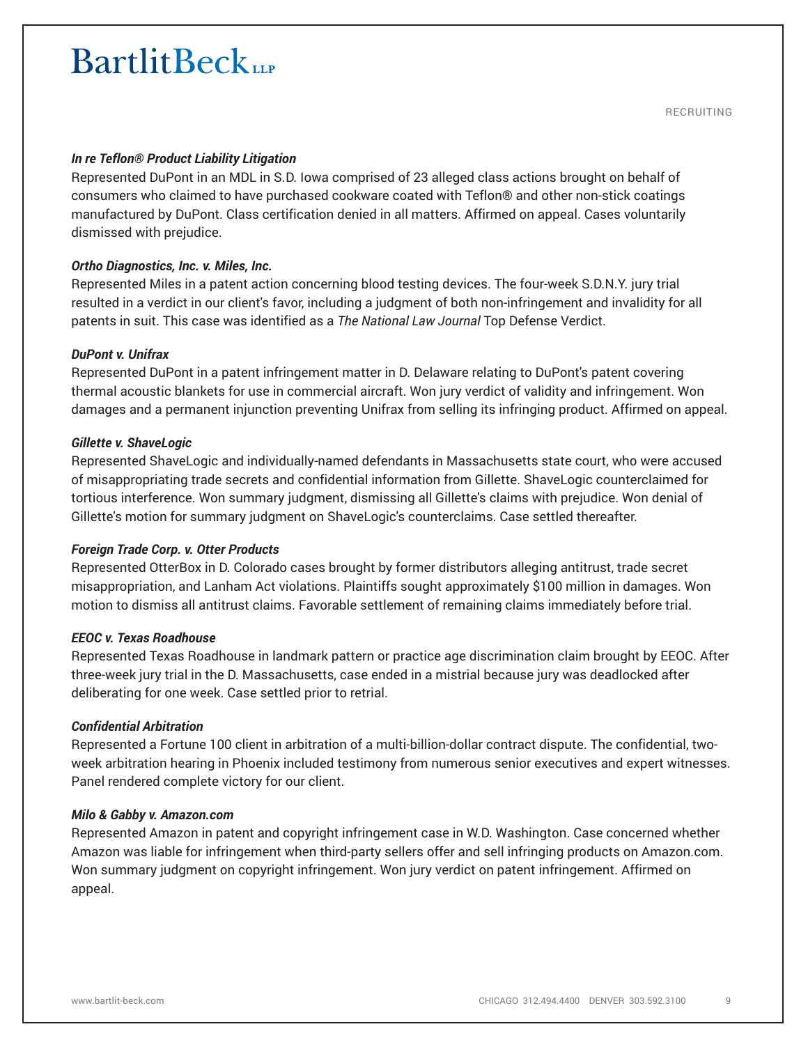***In re Teflon® Product Liability Litigation***
Represented DuPont in an MDL in S.D. Iowa comprised of 23 alleged class actions brought on behalf of consumers who claimed to have purchased cookware coated with Teflon® and other non-stick coatings manufactured by DuPont. Class certification denied in all matters. Affirmed on appeal. Cases voluntarily dismissed with prejudice.

***Ortho Diagnostics, Inc. v. Miles, Inc.***
Represented Miles in a patent action concerning blood testing devices. The four-week S.D.N.Y. jury trial resulted in a verdict in our client's favor, including a judgment of both non-infringement and invalidity for all patents in suit. This case was identified as a *The National Law Journal* Top Defense Verdict.

***DuPont v. Unifrax***
Represented DuPont in a patent infringement matter in D. Delaware relating to DuPont's patent covering thermal acoustic blankets for use in commercial aircraft. Won jury verdict of validity and infringement. Won damages and a permanent injunction preventing Unifrax from selling its infringing product. Affirmed on appeal.

***Gillette v. ShaveLogic***
Represented ShaveLogic and individually-named defendants in Massachusetts state court, who were accused of misappropriating trade secrets and confidential information from Gillette. ShaveLogic counterclaimed for tortious interference. Won summary judgment, dismissing all Gillette's claims with prejudice. Won denial of Gillette's motion for summary judgment on ShaveLogic's counterclaims. Case settled thereafter.

***Foreign Trade Corp. v. Otter Products***
Represented OtterBox in D. Colorado cases brought by former distributors alleging antitrust, trade secret misappropriation, and Lanham Act violations. Plaintiffs sought approximately $100 million in damages. Won motion to dismiss all antitrust claims. Favorable settlement of remaining claims immediately before trial.

***EEOC v. Texas Roadhouse***
Represented Texas Roadhouse in landmark pattern or practice age discrimination claim brought by EEOC. After three-week jury trial in the D. Massachusetts, case ended in a mistrial because jury was deadlocked after deliberating for one week. Case settled prior to retrial.

***Confidential Arbitration***
Represented a Fortune 100 client in arbitration of a multi-billion-dollar contract dispute. The confidential, two-week arbitration hearing in Phoenix included testimony from numerous senior executives and expert witnesses. Panel rendered complete victory for our client.

***Milo & Gabby v. Amazon.com***
Represented Amazon in patent and copyright infringement case in W.D. Washington. Case concerned whether Amazon was liable for infringement when third-party sellers offer and sell infringing products on Amazon.com. Won summary judgment on copyright infringement. Won jury verdict on patent infringement. Affirmed on appeal.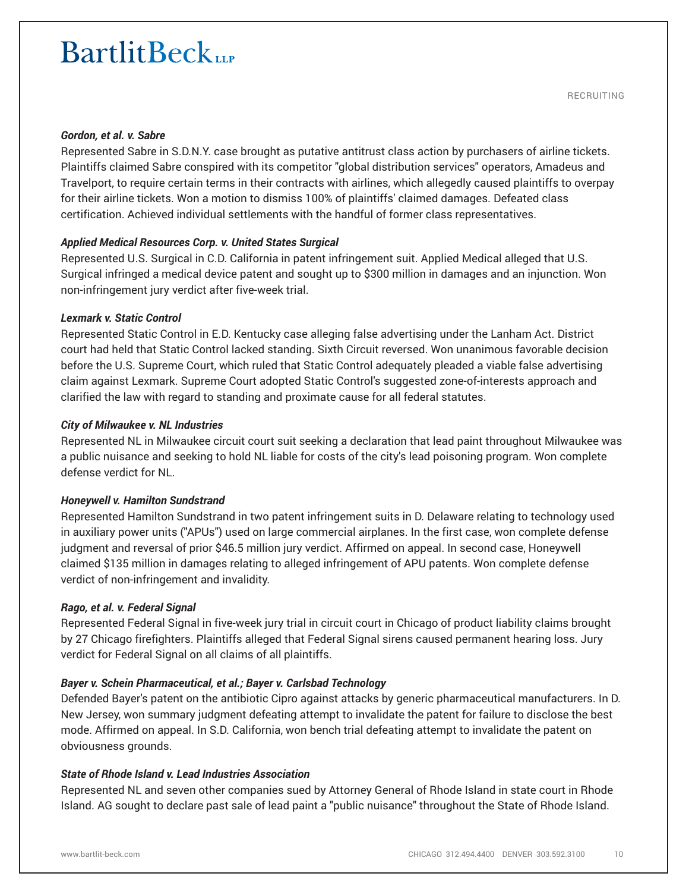***Gordon, et al. v. Sabre***

Represented Sabre in S.D.N.Y. case brought as putative antitrust class action by purchasers of airline tickets. Plaintiffs claimed Sabre conspired with its competitor "global distribution services" operators, Amadeus and Travelport, to require certain terms in their contracts with airlines, which allegedly caused plaintiffs to overpay for their airline tickets. Won a motion to dismiss 100% of plaintiffs' claimed damages. Defeated class certification. Achieved individual settlements with the handful of former class representatives.

***Applied Medical Resources Corp. v. United States Surgical***

Represented U.S. Surgical in C.D. California in patent infringement suit. Applied Medical alleged that U.S. Surgical infringed a medical device patent and sought up to $300 million in damages and an injunction. Won non-infringement jury verdict after five-week trial.

***Lexmark v. Static Control***

Represented Static Control in E.D. Kentucky case alleging false advertising under the Lanham Act. District court had held that Static Control lacked standing. Sixth Circuit reversed. Won unanimous favorable decision before the U.S. Supreme Court, which ruled that Static Control adequately pleaded a viable false advertising claim against Lexmark. Supreme Court adopted Static Control's suggested zone-of-interests approach and clarified the law with regard to standing and proximate cause for all federal statutes.

***City of Milwaukee v. NL Industries***

Represented NL in Milwaukee circuit court suit seeking a declaration that lead paint throughout Milwaukee was a public nuisance and seeking to hold NL liable for costs of the city's lead poisoning program. Won complete defense verdict for NL.

***Honeywell v. Hamilton Sundstrand***

Represented Hamilton Sundstrand in two patent infringement suits in D. Delaware relating to technology used in auxiliary power units ("APUs") used on large commercial airplanes. In the first case, won complete defense judgment and reversal of prior $46.5 million jury verdict. Affirmed on appeal. In second case, Honeywell claimed $135 million in damages relating to alleged infringement of APU patents. Won complete defense verdict of non-infringement and invalidity.

***Rago, et al. v. Federal Signal***

Represented Federal Signal in five-week jury trial in circuit court in Chicago of product liability claims brought by 27 Chicago firefighters. Plaintiffs alleged that Federal Signal sirens caused permanent hearing loss. Jury verdict for Federal Signal on all claims of all plaintiffs.

***Bayer v. Schein Pharmaceutical, et al.; Bayer v. Carlsbad Technology***

Defended Bayer's patent on the antibiotic Cipro against attacks by generic pharmaceutical manufacturers. In D. New Jersey, won summary judgment defeating attempt to invalidate the patent for failure to disclose the best mode. Affirmed on appeal. In S.D. California, won bench trial defeating attempt to invalidate the patent on obviousness grounds.

***State of Rhode Island v. Lead Industries Association***

Represented NL and seven other companies sued by Attorney General of Rhode Island in state court in Rhode Island. AG sought to declare past sale of lead paint a "public nuisance" throughout the State of Rhode Island.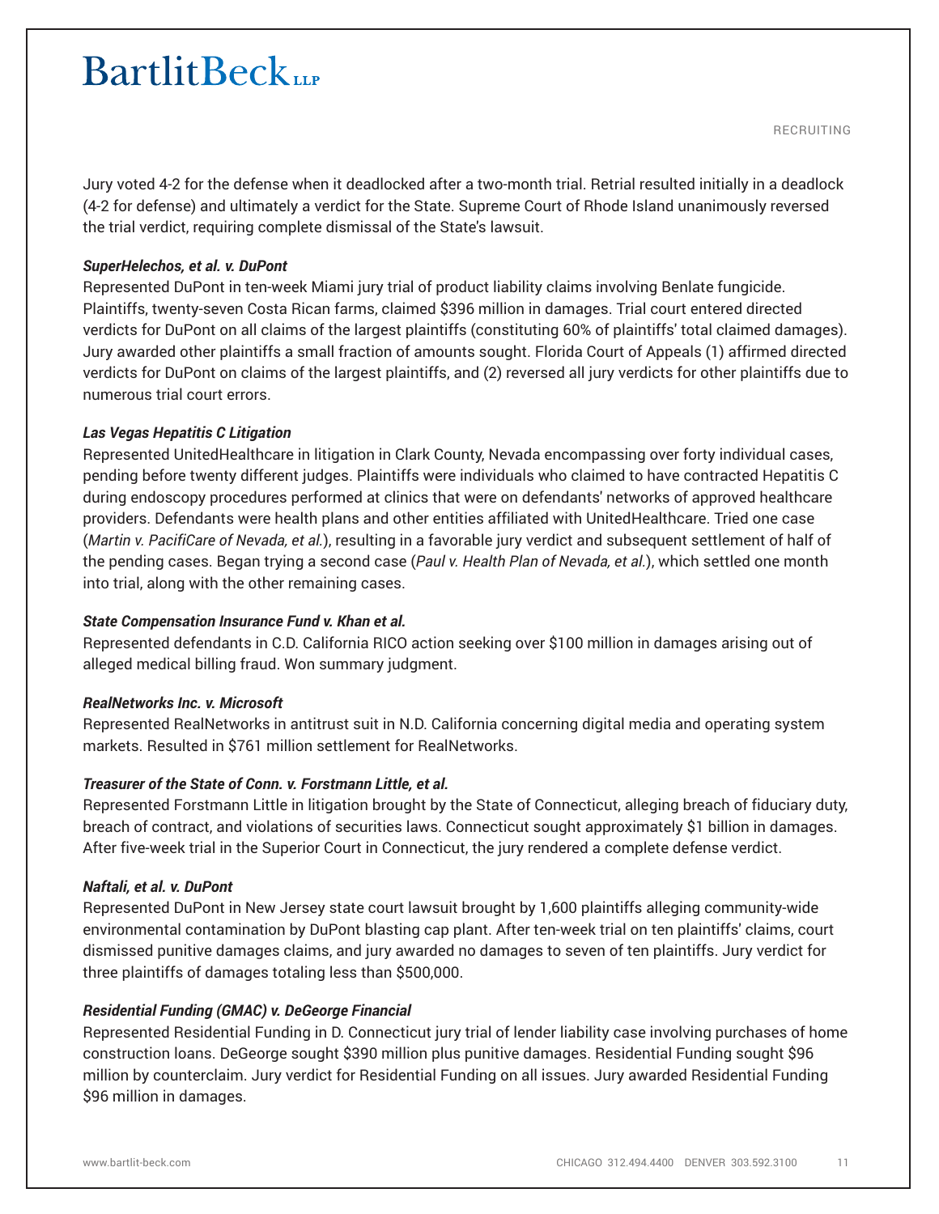Jury voted 4-2 for the defense when it deadlocked after a two-month trial. Retrial resulted initially in a deadlock (4-2 for defense) and ultimately a verdict for the State. Supreme Court of Rhode Island unanimously reversed the trial verdict, requiring complete dismissal of the State's lawsuit.

***SuperHelechos, et al. v. DuPont***

Represented DuPont in ten-week Miami jury trial of product liability claims involving Benlate fungicide. Plaintiffs, twenty-seven Costa Rican farms, claimed $396 million in damages. Trial court entered directed verdicts for DuPont on all claims of the largest plaintiffs (constituting 60% of plaintiffs' total claimed damages). Jury awarded other plaintiffs a small fraction of amounts sought. Florida Court of Appeals (1) affirmed directed verdicts for DuPont on claims of the largest plaintiffs, and (2) reversed all jury verdicts for other plaintiffs due to numerous trial court errors.

***Las Vegas Hepatitis C Litigation***

Represented UnitedHealthcare in litigation in Clark County, Nevada encompassing over forty individual cases, pending before twenty different judges. Plaintiffs were individuals who claimed to have contracted Hepatitis C during endoscopy procedures performed at clinics that were on defendants' networks of approved healthcare providers. Defendants were health plans and other entities affiliated with UnitedHealthcare. Tried one case (*Martin v. PacifiCare of Nevada, et al.*), resulting in a favorable jury verdict and subsequent settlement of half of the pending cases. Began trying a second case (*Paul v. Health Plan of Nevada, et al.*), which settled one month into trial, along with the other remaining cases.

***State Compensation Insurance Fund v. Khan et al.***

Represented defendants in C.D. California RICO action seeking over $100 million in damages arising out of alleged medical billing fraud. Won summary judgment.

***RealNetworks Inc. v. Microsoft***

Represented RealNetworks in antitrust suit in N.D. California concerning digital media and operating system markets. Resulted in $761 million settlement for RealNetworks.

***Treasurer of the State of Conn. v. Forstmann Little, et al.***

Represented Forstmann Little in litigation brought by the State of Connecticut, alleging breach of fiduciary duty, breach of contract, and violations of securities laws. Connecticut sought approximately $1 billion in damages. After five-week trial in the Superior Court in Connecticut, the jury rendered a complete defense verdict.

***Naftali, et al. v. DuPont***

Represented DuPont in New Jersey state court lawsuit brought by 1,600 plaintiffs alleging community-wide environmental contamination by DuPont blasting cap plant. After ten-week trial on ten plaintiffs' claims, court dismissed punitive damages claims, and jury awarded no damages to seven of ten plaintiffs. Jury verdict for three plaintiffs of damages totaling less than $500,000.

***Residential Funding (GMAC) v. DeGeorge Financial***

Represented Residential Funding in D. Connecticut jury trial of lender liability case involving purchases of home construction loans. DeGeorge sought $390 million plus punitive damages. Residential Funding sought $96 million by counterclaim. Jury verdict for Residential Funding on all issues. Jury awarded Residential Funding $96 million in damages.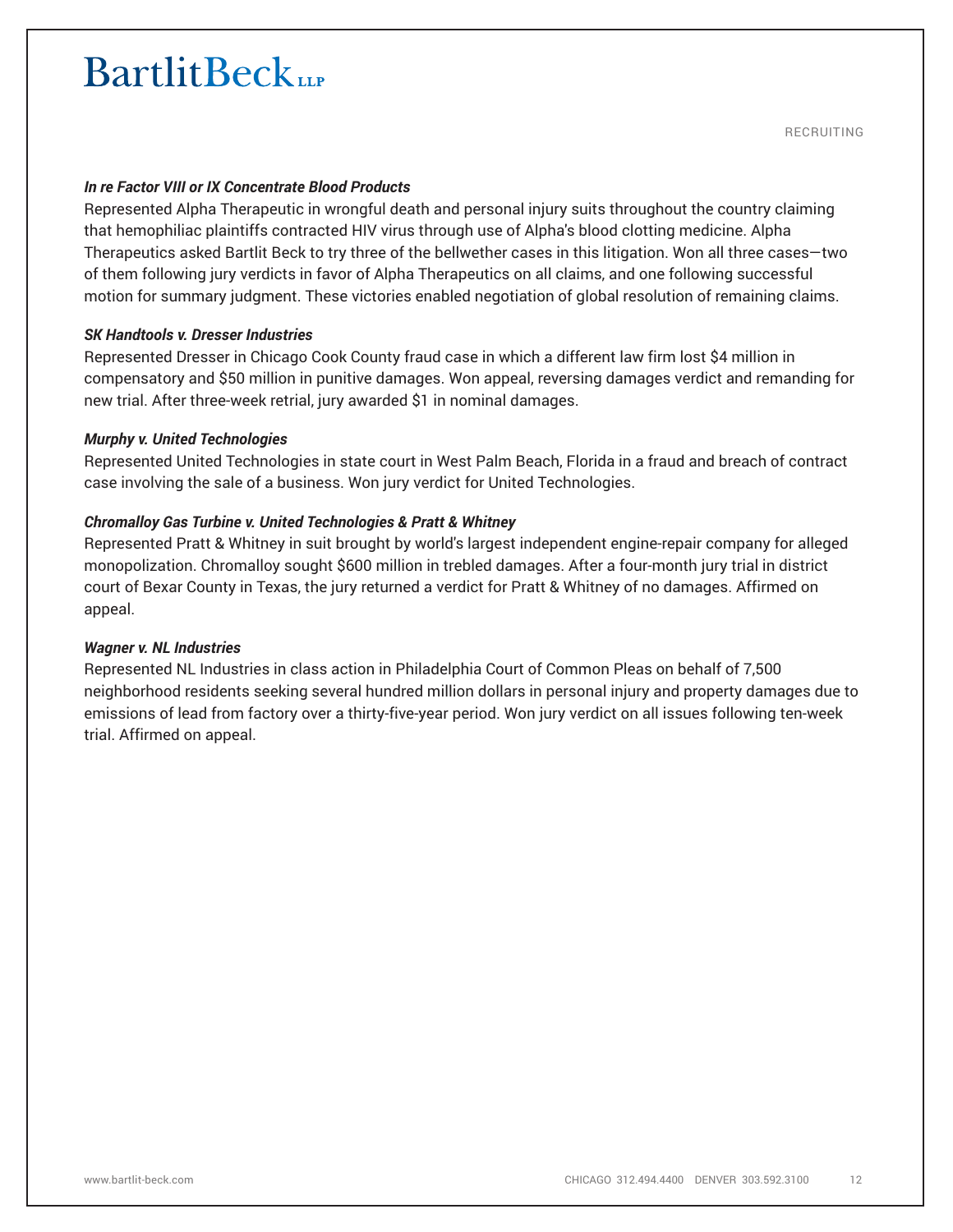***In re Factor VIII or IX Concentrate Blood Products***

Represented Alpha Therapeutic in wrongful death and personal injury suits throughout the country claiming that hemophiliac plaintiffs contracted HIV virus through use of Alpha's blood clotting medicine. Alpha Therapeutics asked Bartlit Beck to try three of the bellwether cases in this litigation. Won all three cases—two of them following jury verdicts in favor of Alpha Therapeutics on all claims, and one following successful motion for summary judgment. These victories enabled negotiation of global resolution of remaining claims.

***SK Handtools v. Dresser Industries***

Represented Dresser in Chicago Cook County fraud case in which a different law firm lost $4 million in compensatory and $50 million in punitive damages. Won appeal, reversing damages verdict and remanding for new trial. After three-week retrial, jury awarded $1 in nominal damages.

***Murphy v. United Technologies***

Represented United Technologies in state court in West Palm Beach, Florida in a fraud and breach of contract case involving the sale of a business. Won jury verdict for United Technologies.

***Chromalloy Gas Turbine v. United Technologies & Pratt & Whitney***

Represented Pratt & Whitney in suit brought by world's largest independent engine-repair company for alleged monopolization. Chromalloy sought $600 million in trebled damages. After a four-month jury trial in district court of Bexar County in Texas, the jury returned a verdict for Pratt & Whitney of no damages. Affirmed on appeal.

***Wagner v. NL Industries***

Represented NL Industries in class action in Philadelphia Court of Common Pleas on behalf of 7,500 neighborhood residents seeking several hundred million dollars in personal injury and property damages due to emissions of lead from factory over a thirty-five-year period. Won jury verdict on all issues following ten-week trial. Affirmed on appeal.